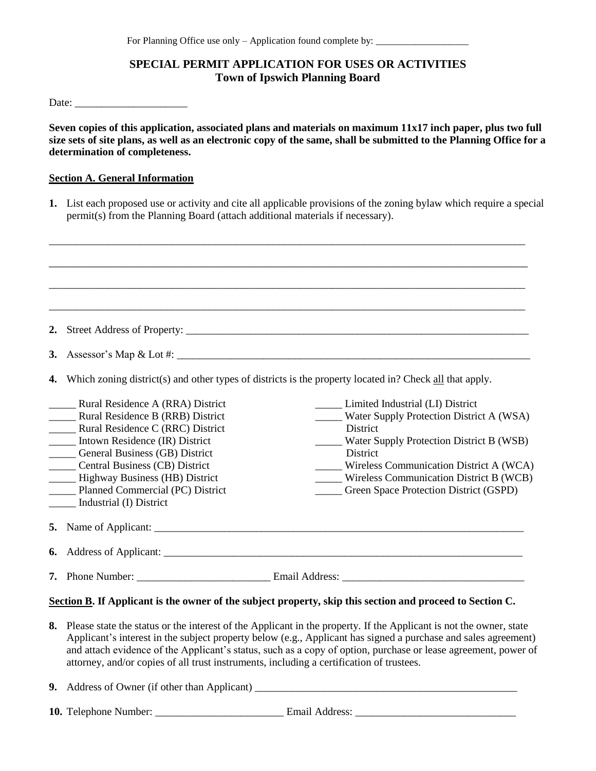For Planning Office use only – Application found complete by: ___________________

# SPECIAL PERMIT APPLICATION FOR USES OR ACTIVITIES
## Town of Ipswich Planning Board

Date: _____________________

**Seven copies of this application, associated plans and materials on maximum 11x17 inch paper, plus two full size sets of site plans, as well as an electronic copy of the same, shall be submitted to the Planning Office for a determination of completeness.**

**Section A. General Information**

**1.** List each proposed use or activity and cite all applicable provisions of the zoning bylaw which require a special permit(s) from the Planning Board (attach additional materials if necessary).

_____________________________________________________________________________________________

_____________________________________________________________________________________________

_____________________________________________________________________________________________

_____________________________________________________________________________________________

**2.** Street Address of Property: ____________________________________________________________________

**3.** Assessor's Map & Lot #: _______________________________________________________________________

**4.** Which zoning district(s) and other types of districts is the property located in? Check all that apply.

_____ Rural Residence A (RRA) District
_____ Rural Residence B (RRB) District
_____ Rural Residence C (RRC) District
_____ Intown Residence (IR) District
_____ General Business (GB) District
_____ Central Business (CB) District
_____ Highway Business (HB) District
_____ Planned Commercial (PC) District
_____ Industrial (I) District
_____ Limited Industrial (LI) District
_____ Water Supply Protection District A (WSA) District
_____ Water Supply Protection District B (WSB) District
_____ Wireless Communication District A (WCA)
_____ Wireless Communication District B (WCB)
_____ Green Space Protection District (GSPD)

**5.** Name of Applicant: ___________________________________________________________________________

**6.** Address of Applicant: _________________________________________________________________________

**7.** Phone Number: _________________________ Email Address: __________________________________

**Section B. If Applicant is the owner of the subject property, skip this section and proceed to Section C.**

**8.** Please state the status or the interest of the Applicant in the property. If the Applicant is not the owner, state Applicant's interest in the subject property below (e.g., Applicant has signed a purchase and sales agreement) and attach evidence of the Applicant's status, such as a copy of option, purchase or lease agreement, power of attorney, and/or copies of all trust instruments, including a certification of trustees.

**9.** Address of Owner (if other than Applicant) ____________________________________________________

**10.** Telephone Number: ________________________ Email Address: ______________________________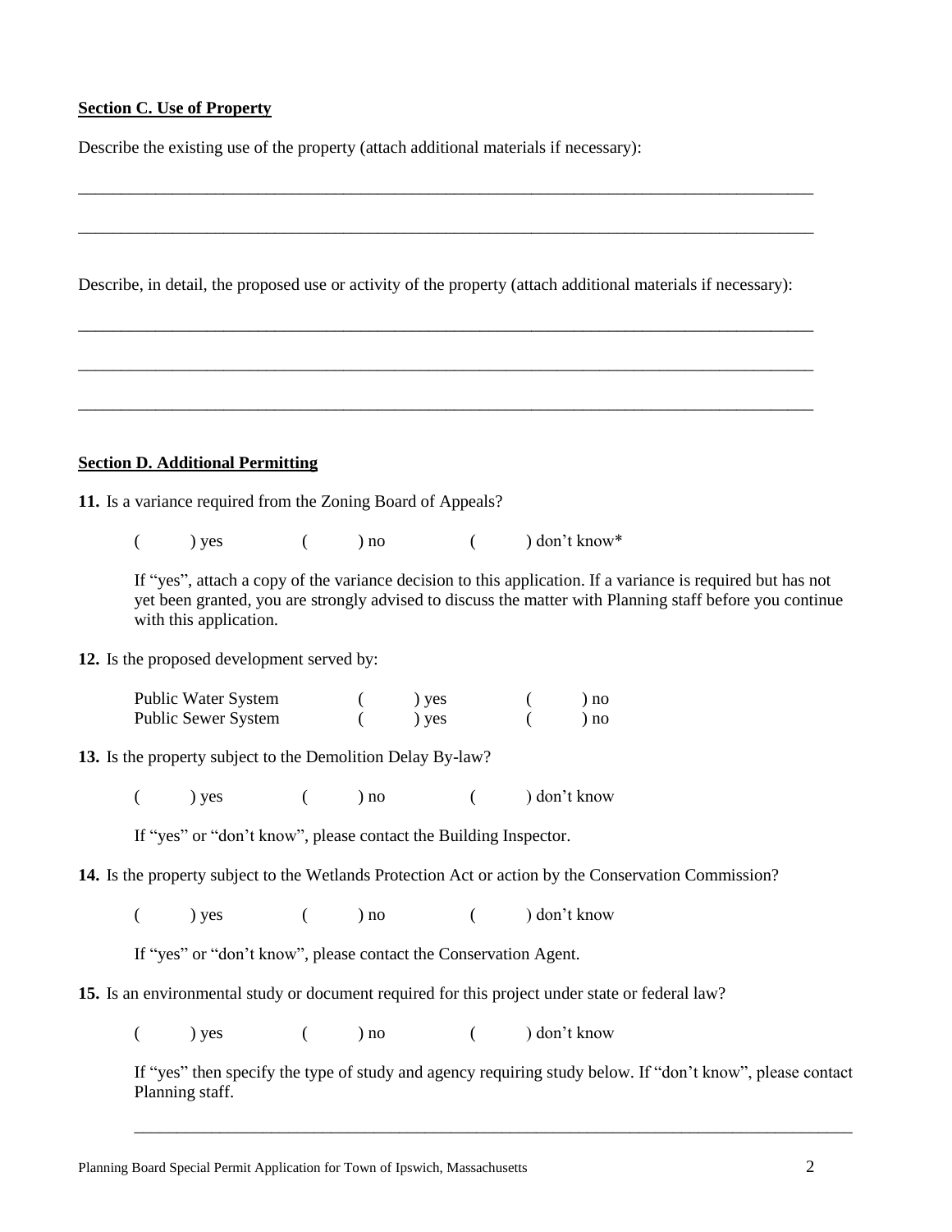**Section C. Use of Property**

Describe the existing use of the property (attach additional materials if necessary):

_______________________________________________________________________________________

_______________________________________________________________________________________

Describe, in detail, the proposed use or activity of the property (attach additional materials if necessary):

_______________________________________________________________________________________

_______________________________________________________________________________________

_______________________________________________________________________________________

**Section D. Additional Permitting**

**11.** Is a variance required from the Zoning Board of Appeals?

( ) yes ( ) no ( ) don't know*

If "yes", attach a copy of the variance decision to this application. If a variance is required but has not yet been granted, you are strongly advised to discuss the matter with Planning staff before you continue with this application.

**12.** Is the proposed development served by:

| | | |
|---|---|---|
| Public Water System | ( ) yes | ( ) no |
| Public Sewer System | ( ) yes | ( ) no |

**13.** Is the property subject to the Demolition Delay By-law?

( ) yes ( ) no ( ) don't know

If "yes" or "don't know", please contact the Building Inspector.

**14.** Is the property subject to the Wetlands Protection Act or action by the Conservation Commission?

( ) yes ( ) no ( ) don't know

If "yes" or "don't know", please contact the Conservation Agent.

**15.** Is an environmental study or document required for this project under state or federal law?

( ) yes ( ) no ( ) don't know

If "yes" then specify the type of study and agency requiring study below. If "don't know", please contact Planning staff.

_______________________________________________________________________________________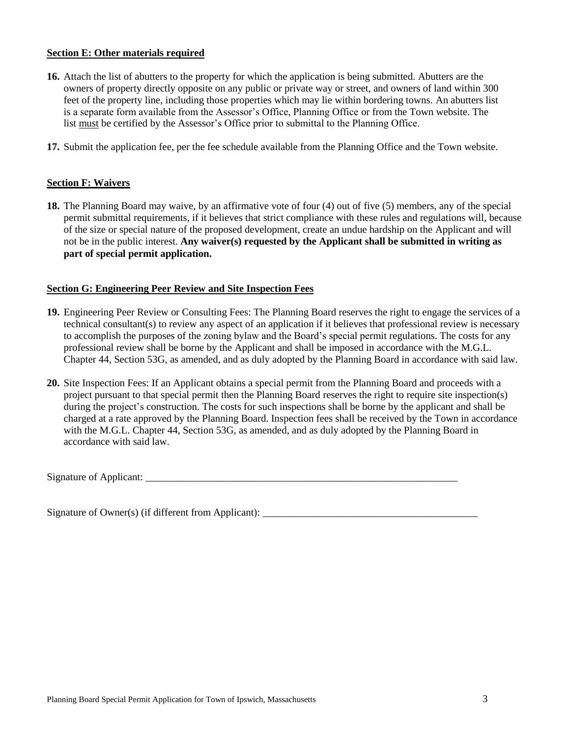**Section E: Other materials required**

**16.** Attach the list of abutters to the property for which the application is being submitted. Abutters are the owners of property directly opposite on any public or private way or street, and owners of land within 300 feet of the property line, including those properties which may lie within bordering towns. An abutters list is a separate form available from the Assessor's Office, Planning Office or from the Town website. The list must be certified by the Assessor's Office prior to submittal to the Planning Office.

**17.** Submit the application fee, per the fee schedule available from the Planning Office and the Town website.

**Section F: Waivers**

**18.** The Planning Board may waive, by an affirmative vote of four (4) out of five (5) members, any of the special permit submittal requirements, if it believes that strict compliance with these rules and regulations will, because of the size or special nature of the proposed development, create an undue hardship on the Applicant and will not be in the public interest. **Any waiver(s) requested by the Applicant shall be submitted in writing as part of special permit application.**

**Section G: Engineering Peer Review and Site Inspection Fees**

**19.** Engineering Peer Review or Consulting Fees: The Planning Board reserves the right to engage the services of a technical consultant(s) to review any aspect of an application if it believes that professional review is necessary to accomplish the purposes of the zoning bylaw and the Board's special permit regulations. The costs for any professional review shall be borne by the Applicant and shall be imposed in accordance with the M.G.L. Chapter 44, Section 53G, as amended, and as duly adopted by the Planning Board in accordance with said law.

**20.** Site Inspection Fees: If an Applicant obtains a special permit from the Planning Board and proceeds with a project pursuant to that special permit then the Planning Board reserves the right to require site inspection(s) during the project's construction. The costs for such inspections shall be borne by the applicant and shall be charged at a rate approved by the Planning Board. Inspection fees shall be received by the Town in accordance with the M.G.L. Chapter 44, Section 53G, as amended, and as duly adopted by the Planning Board in accordance with said law.

Signature of Applicant: _______________________________________________________________

Signature of Owner(s) (if different from Applicant): ___________________________________________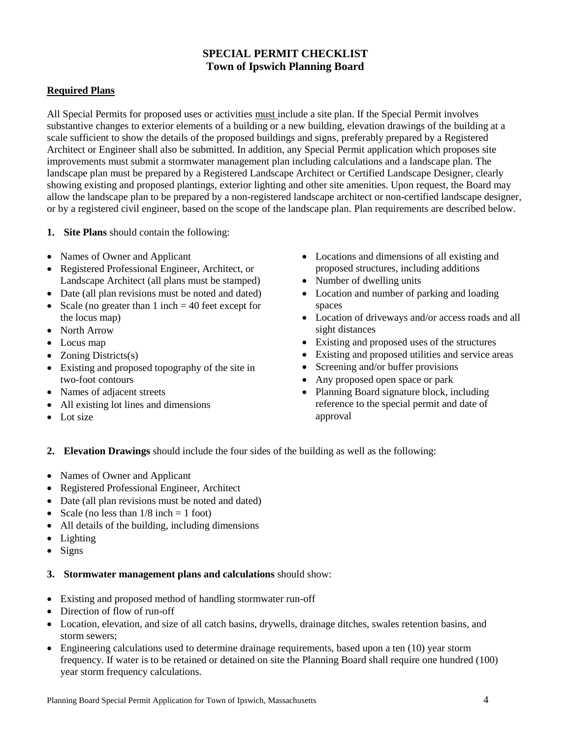**SPECIAL PERMIT CHECKLIST**
**Town of Ipswich Planning Board**

**Required Plans**

All Special Permits for proposed uses or activities must include a site plan. If the Special Permit involves substantive changes to exterior elements of a building or a new building, elevation drawings of the building at a scale sufficient to show the details of the proposed buildings and signs, preferably prepared by a Registered Architect or Engineer shall also be submitted. In addition, any Special Permit application which proposes site improvements must submit a stormwater management plan including calculations and a landscape plan. The landscape plan must be prepared by a Registered Landscape Architect or Certified Landscape Designer, clearly showing existing and proposed plantings, exterior lighting and other site amenities. Upon request, the Board may allow the landscape plan to be prepared by a non-registered landscape architect or non-certified landscape designer, or by a registered civil engineer, based on the scope of the landscape plan. Plan requirements are described below.

1. **Site Plans** should contain the following:

- Names of Owner and Applicant
- Registered Professional Engineer, Architect, or Landscape Architect (all plans must be stamped)
- Date (all plan revisions must be noted and dated)
- Scale (no greater than 1 inch = 40 feet except for the locus map)
- North Arrow
- Locus map
- Zoning Districts(s)
- Existing and proposed topography of the site in two-foot contours
- Names of adjacent streets
- All existing lot lines and dimensions
- Lot size
- Locations and dimensions of all existing and proposed structures, including additions
- Number of dwelling units
- Location and number of parking and loading spaces
- Location of driveways and/or access roads and all sight distances
- Existing and proposed uses of the structures
- Existing and proposed utilities and service areas
- Screening and/or buffer provisions
- Any proposed open space or park
- Planning Board signature block, including reference to the special permit and date of approval

2. **Elevation Drawings** should include the four sides of the building as well as the following:

- Names of Owner and Applicant
- Registered Professional Engineer, Architect
- Date (all plan revisions must be noted and dated)
- Scale (no less than 1/8 inch = 1 foot)
- All details of the building, including dimensions
- Lighting
- Signs

3. **Stormwater management plans and calculations** should show:

- Existing and proposed method of handling stormwater run-off
- Direction of flow of run-off
- Location, elevation, and size of all catch basins, drywells, drainage ditches, swales retention basins, and storm sewers;
- Engineering calculations used to determine drainage requirements, based upon a ten (10) year storm frequency. If water is to be retained or detained on site the Planning Board shall require one hundred (100) year storm frequency calculations.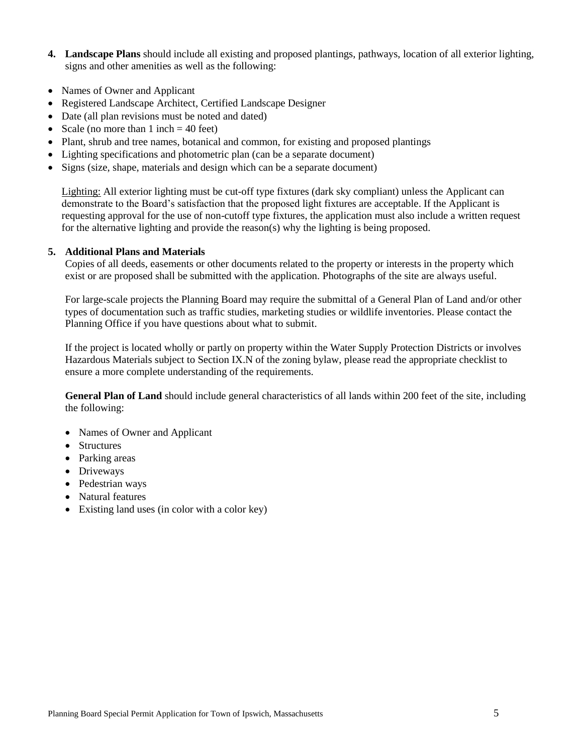4. **Landscape Plans** should include all existing and proposed plantings, pathways, location of all exterior lighting, signs and other amenities as well as the following:

- Names of Owner and Applicant
- Registered Landscape Architect, Certified Landscape Designer
- Date (all plan revisions must be noted and dated)
- Scale (no more than 1 inch = 40 feet)
- Plant, shrub and tree names, botanical and common, for existing and proposed plantings
- Lighting specifications and photometric plan (can be a separate document)
- Signs (size, shape, materials and design which can be a separate document)

<u>Lighting:</u> All exterior lighting must be cut-off type fixtures (dark sky compliant) unless the Applicant can demonstrate to the Board's satisfaction that the proposed light fixtures are acceptable. If the Applicant is requesting approval for the use of non-cutoff type fixtures, the application must also include a written request for the alternative lighting and provide the reason(s) why the lighting is being proposed.

5. **Additional Plans and Materials**

Copies of all deeds, easements or other documents related to the property or interests in the property which exist or are proposed shall be submitted with the application. Photographs of the site are always useful.

For large-scale projects the Planning Board may require the submittal of a General Plan of Land and/or other types of documentation such as traffic studies, marketing studies or wildlife inventories. Please contact the Planning Office if you have questions about what to submit.

If the project is located wholly or partly on property within the Water Supply Protection Districts or involves Hazardous Materials subject to Section IX.N of the zoning bylaw, please read the appropriate checklist to ensure a more complete understanding of the requirements.

**General Plan of Land** should include general characteristics of all lands within 200 feet of the site, including the following:

- Names of Owner and Applicant
- Structures
- Parking areas
- Driveways
- Pedestrian ways
- Natural features
- Existing land uses (in color with a color key)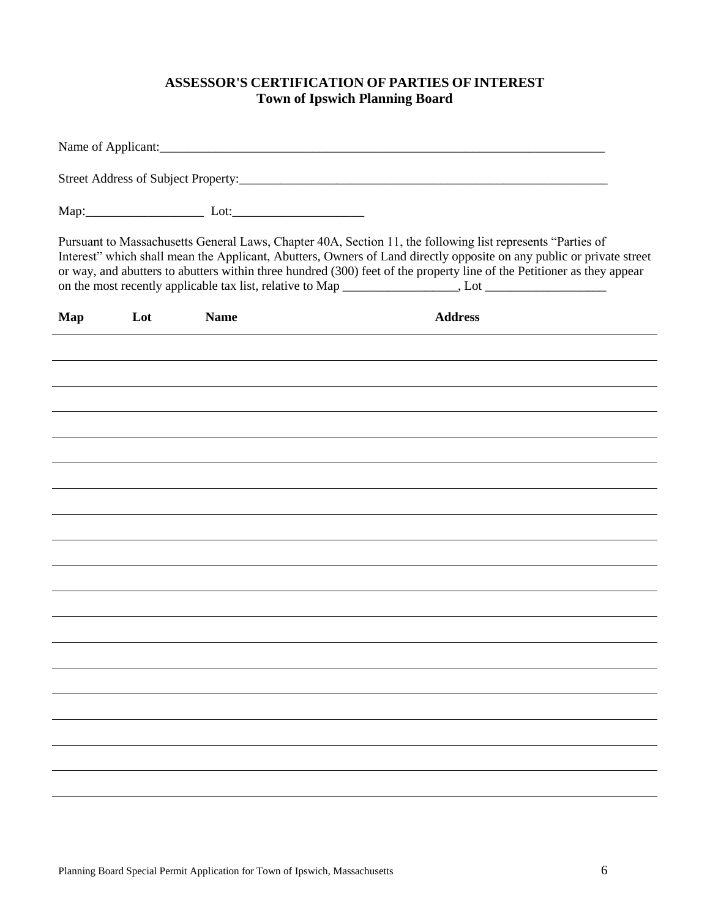**ASSESSOR'S CERTIFICATION OF PARTIES OF INTEREST**
**Town of Ipswich Planning Board**

Name of Applicant:_______________________________________________________________________

Street Address of Subject Property:_________________________________________________________

Map:__________________ Lot:____________________

Pursuant to Massachusetts General Laws, Chapter 40A, Section 11, the following list represents "Parties of Interest" which shall mean the Applicant, Abutters, Owners of Land directly opposite on any public or private street or way, and abutters to abutters within three hundred (300) feet of the property line of the Petitioner as they appear on the most recently applicable tax list, relative to Map __________________, Lot ___________________

| Map | Lot | Name | Address |
|---|---|---|---|
| | | | |
| | | | |
| | | | |
| | | | |
| | | | |
| | | | |
| | | | |
| | | | |
| | | | |
| | | | |
| | | | |
| | | | |
| | | | |
| | | | |
| | | | |
| | | | |
| | | | |
| | | | |